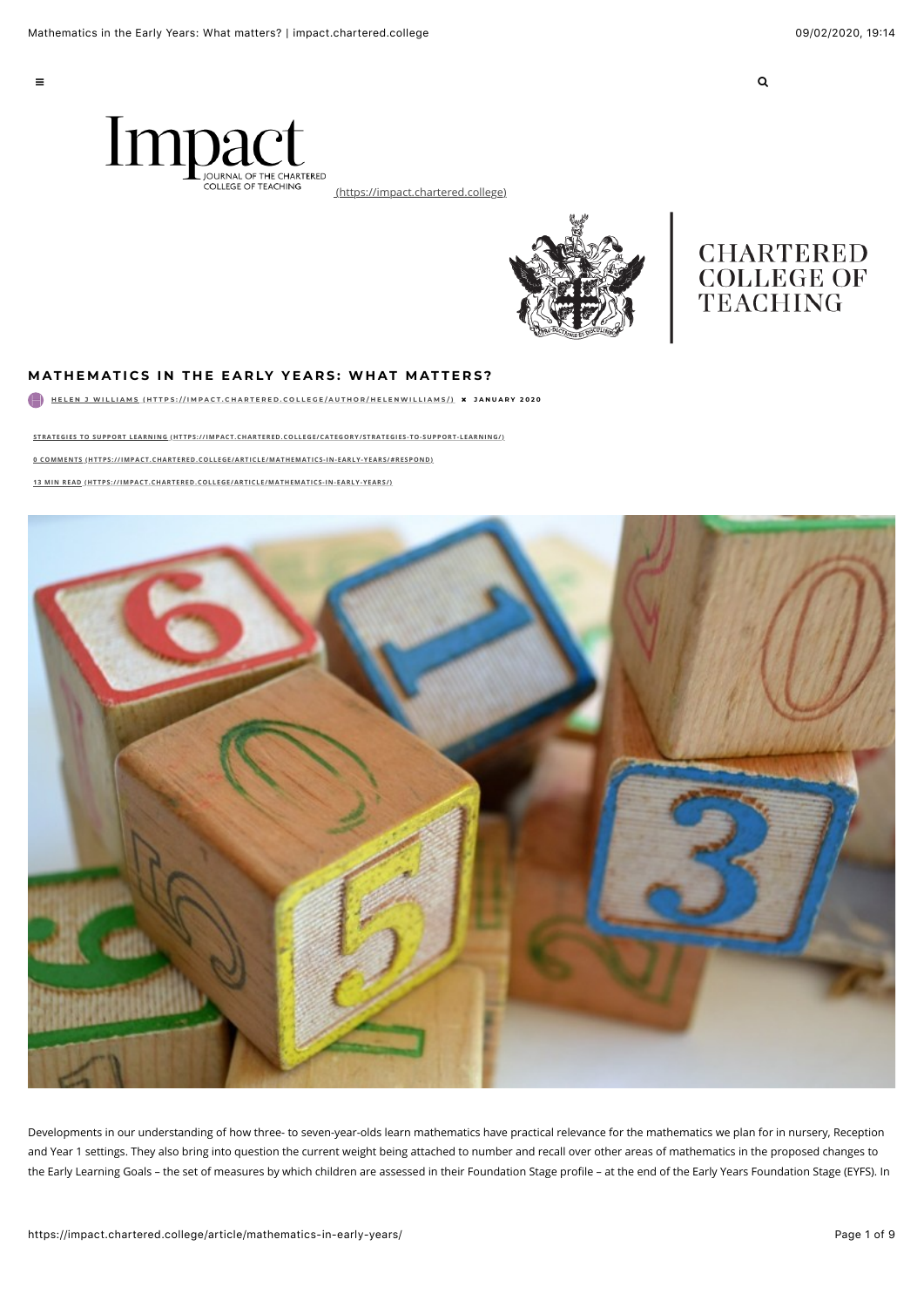Impact
JOURNAL OF THE CHARTERED COLLEGE OF TEACHING
(https://impact.chartered.college)

CHARTERED COLLEGE OF TEACHING

# MATHEMATICS IN THE EARLY YEARS: WHAT MATTERS?

HELEN J WILLIAMS (HTTPS://IMPACT.CHARTERED.COLLEGE/AUTHOR/HELENWILLIAMS/) JANUARY 2020

STRATEGIES TO SUPPORT LEARNING (HTTPS://IMPACT.CHARTERED.COLLEGE/CATEGORY/STRATEGIES-TO-SUPPORT-LEARNING/)

0 COMMENTS (HTTPS://IMPACT.CHARTERED.COLLEGE/ARTICLE/MATHEMATICS-IN-EARLY-YEARS/#RESPOND)

13 MIN READ (HTTPS://IMPACT.CHARTERED.COLLEGE/ARTICLE/MATHEMATICS-IN-EARLY-YEARS/)

Developments in our understanding of how three- to seven-year-olds learn mathematics have practical relevance for the mathematics we plan for in nursery, Reception and Year 1 settings. They also bring into question the current weight being attached to number and recall over other areas of mathematics in the proposed changes to the Early Learning Goals – the set of measures by which children are assessed in their Foundation Stage profile – at the end of the Early Years Foundation Stage (EYFS). In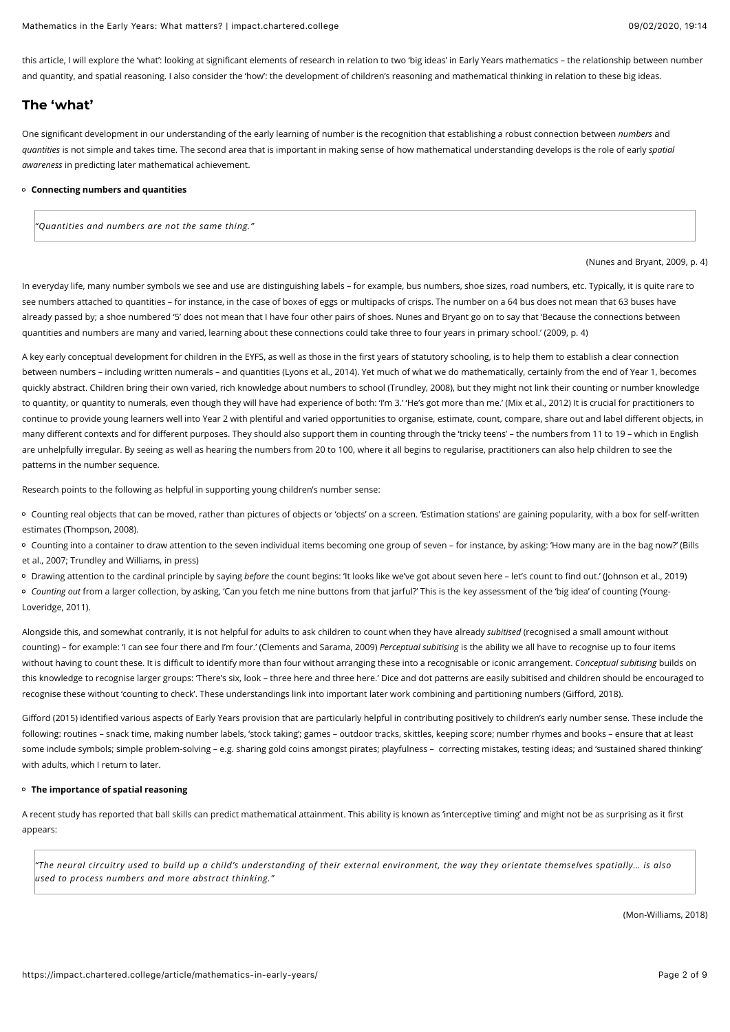this article, I will explore the 'what': looking at significant elements of research in relation to two 'big ideas' in Early Years mathematics – the relationship between number and quantity, and spatial reasoning. I also consider the 'how': the development of children's reasoning and mathematical thinking in relation to these big ideas.

## The 'what'

One significant development in our understanding of the early learning of number is the recognition that establishing a robust connection between *numbers* and *quantities* is not simple and takes time. The second area that is important in making sense of how mathematical understanding develops is the role of early *spatial awareness* in predicting later mathematical achievement.

- **Connecting numbers and quantities**

> *"Quantities and numbers are not the same thing."*

(Nunes and Bryant, 2009, p. 4)

In everyday life, many number symbols we see and use are distinguishing labels – for example, bus numbers, shoe sizes, road numbers, etc. Typically, it is quite rare to see numbers attached to quantities – for instance, in the case of boxes of eggs or multipacks of crisps. The number on a 64 bus does not mean that 63 buses have already passed by; a shoe numbered '5' does not mean that I have four other pairs of shoes. Nunes and Bryant go on to say that 'Because the connections between quantities and numbers are many and varied, learning about these connections could take three to four years in primary school.' (2009, p. 4)

A key early conceptual development for children in the EYFS, as well as those in the first years of statutory schooling, is to help them to establish a clear connection between numbers – including written numerals – and quantities (Lyons et al., 2014). Yet much of what we do mathematically, certainly from the end of Year 1, becomes quickly abstract. Children bring their own varied, rich knowledge about numbers to school (Trundley, 2008), but they might not link their counting or number knowledge to quantity, or quantity to numerals, even though they will have had experience of both: 'I'm 3.' 'He's got more than me.' (Mix et al., 2012) It is crucial for practitioners to continue to provide young learners well into Year 2 with plentiful and varied opportunities to organise, estimate, count, compare, share out and label different objects, in many different contexts and for different purposes. They should also support them in counting through the 'tricky teens' – the numbers from 11 to 19 – which in English are unhelpfully irregular. By seeing as well as hearing the numbers from 20 to 100, where it all begins to regularise, practitioners can also help children to see the patterns in the number sequence.

Research points to the following as helpful in supporting young children's number sense:

- Counting real objects that can be moved, rather than pictures of objects or 'objects' on a screen. 'Estimation stations' are gaining popularity, with a box for self-written estimates (Thompson, 2008).
- Counting into a container to draw attention to the seven individual items becoming one group of seven – for instance, by asking: 'How many are in the bag now?' (Bills et al., 2007; Trundley and Williams, in press)
- Drawing attention to the cardinal principle by saying *before* the count begins: 'It looks like we've got about seven here – let's count to find out.' (Johnson et al., 2019)
- *Counting out* from a larger collection, by asking, 'Can you fetch me nine buttons from that jarful?' This is the key assessment of the 'big idea' of counting (Young-Loveridge, 2011).

Alongside this, and somewhat contrarily, it is not helpful for adults to ask children to count when they have already *subitised* (recognised a small amount without counting) – for example: 'I can see four there and I'm four.' (Clements and Sarama, 2009) *Perceptual subitising* is the ability we all have to recognise up to four items without having to count these. It is difficult to identify more than four without arranging these into a recognisable or iconic arrangement. *Conceptual subitising* builds on this knowledge to recognise larger groups: 'There's six, look – three here and three here.' Dice and dot patterns are easily subitised and children should be encouraged to recognise these without 'counting to check'. These understandings link into important later work combining and partitioning numbers (Gifford, 2018).

Gifford (2015) identified various aspects of Early Years provision that are particularly helpful in contributing positively to children's early number sense. These include the following: routines – snack time, making number labels, 'stock taking'; games – outdoor tracks, skittles, keeping score; number rhymes and books – ensure that at least some include symbols; simple problem-solving – e.g. sharing gold coins amongst pirates; playfulness – correcting mistakes, testing ideas; and 'sustained shared thinking' with adults, which I return to later.

- **The importance of spatial reasoning**

A recent study has reported that ball skills can predict mathematical attainment. This ability is known as 'interceptive timing' and might not be as surprising as it first appears:

> *"The neural circuitry used to build up a child's understanding of their external environment, the way they orientate themselves spatially… is also used to process numbers and more abstract thinking."*

(Mon-Williams, 2018)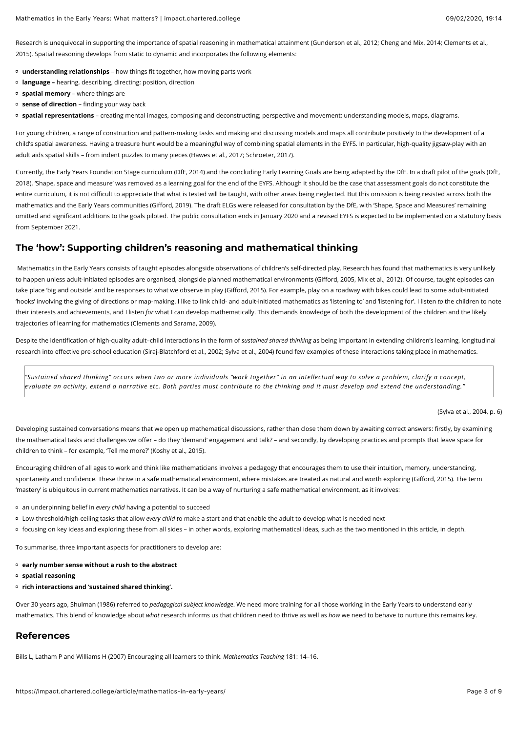Research is unequivocal in supporting the importance of spatial reasoning in mathematical attainment (Gunderson et al., 2012; Cheng and Mix, 2014; Clements et al., 2015). Spatial reasoning develops from static to dynamic and incorporates the following elements:

- **understanding relationships** – how things fit together, how moving parts work
- **language –** hearing, describing, directing; position, direction
- **spatial memory** – where things are
- **sense of direction** – finding your way back
- **spatial representations** – creating mental images, composing and deconstructing; perspective and movement; understanding models, maps, diagrams.

For young children, a range of construction and pattern-making tasks and making and discussing models and maps all contribute positively to the development of a child's spatial awareness. Having a treasure hunt would be a meaningful way of combining spatial elements in the EYFS. In particular, high-quality jigsaw-play with an adult aids spatial skills – from indent puzzles to many pieces (Hawes et al., 2017; Schroeter, 2017).

Currently, the Early Years Foundation Stage curriculum (DfE, 2014) and the concluding Early Learning Goals are being adapted by the DfE. In a draft pilot of the goals (DfE, 2018), 'Shape, space and measure' was removed as a learning goal for the end of the EYFS. Although it should be the case that assessment goals do not constitute the entire curriculum, it is not difficult to appreciate that what is tested will be taught, with other areas being neglected. But this omission is being resisted across both the mathematics and the Early Years communities (Gifford, 2019). The draft ELGs were released for consultation by the DfE, with 'Shape, Space and Measures' remaining omitted and significant additions to the goals piloted. The public consultation ends in January 2020 and a revised EYFS is expected to be implemented on a statutory basis from September 2021.

## The 'how': Supporting children's reasoning and mathematical thinking

Mathematics in the Early Years consists of taught episodes alongside observations of children's self-directed play. Research has found that mathematics is very unlikely to happen unless adult-initiated episodes are organised, alongside planned mathematical environments (Gifford, 2005, Mix et al., 2012). Of course, taught episodes can take place 'big and outside' and be responses to what we observe in play (Gifford, 2015). For example, play on a roadway with bikes could lead to some adult-initiated 'hooks' involving the giving of directions or map-making. I like to link child- and adult-initiated mathematics as 'listening to' and 'listening for'. I listen *to* the children to note their interests and achievements, and I listen *for* what I can develop mathematically. This demands knowledge of both the development of the children and the likely trajectories of learning for mathematics (Clements and Sarama, 2009).

Despite the identification of high-quality adult–child interactions in the form of *sustained shared thinking* as being important in extending children's learning, longitudinal research into effective pre-school education (Siraj-Blatchford et al., 2002; Sylva et al., 2004) found few examples of these interactions taking place in mathematics.

> *"Sustained shared thinking" occurs when two or more individuals "work together" in an intellectual way to solve a problem, clarify a concept, evaluate an activity, extend a narrative etc. Both parties must contribute to the thinking and it must develop and extend the understanding."*

(Sylva et al., 2004, p. 6)

Developing sustained conversations means that we open up mathematical discussions, rather than close them down by awaiting correct answers: firstly, by examining the mathematical tasks and challenges we offer – do they 'demand' engagement and talk? – and secondly, by developing practices and prompts that leave space for children to think – for example, 'Tell me more?' (Koshy et al., 2015).

Encouraging children of all ages to work and think like mathematicians involves a pedagogy that encourages them to use their intuition, memory, understanding, spontaneity and confidence. These thrive in a safe mathematical environment, where mistakes are treated as natural and worth exploring (Gifford, 2015). The term 'mastery' is ubiquitous in current mathematics narratives. It can be a way of nurturing a safe mathematical environment, as it involves:

- an underpinning belief in *every child* having a potential to succeed
- Low-threshold/high-ceiling tasks that allow *every child t*o make a start and that enable the adult to develop what is needed next
- focusing on key ideas and exploring these from all sides – in other words, exploring mathematical ideas, such as the two mentioned in this article, in depth.

To summarise, three important aspects for practitioners to develop are:

- **early number sense without a rush to the abstract**
- **spatial reasoning**
- **rich interactions and 'sustained shared thinking'.**

Over 30 years ago, Shulman (1986) referred to *pedagogical subject knowledge*. We need more training for all those working in the Early Years to understand early mathematics. This blend of knowledge about *what* research informs us that children need to thrive as well as *how* we need to behave to nurture this remains key.

## References

Bills L, Latham P and Williams H (2007) Encouraging all learners to think. *Mathematics Teaching* 181: 14–16.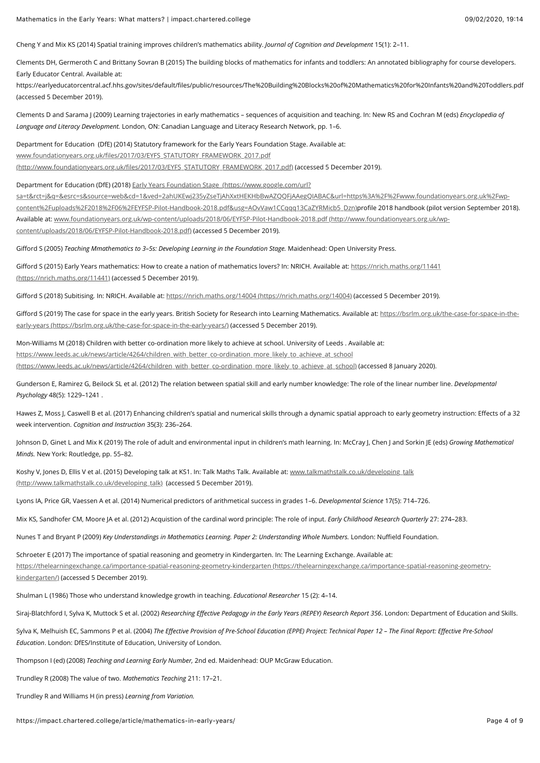Cheng Y and Mix KS (2014) Spatial training improves children's mathematics ability. *Journal of Cognition and Development* 15(1): 2–11.

Clements DH, Germeroth C and Brittany Sovran B (2015) The building blocks of mathematics for infants and toddlers: An annotated bibliography for course developers. Early Educator Central. Available at: https://earlyeducatorcentral.acf.hhs.gov/sites/default/files/public/resources/The%20Building%20Blocks%20of%20Mathematics%20for%20Infants%20and%20Toddlers.pdf (accessed 5 December 2019).

Clements D and Sarama J (2009) Learning trajectories in early mathematics – sequences of acquisition and teaching. In: New RS and Cochran M (eds) *Encyclopedia of Language and Literacy Development.* London, ON: Canadian Language and Literacy Research Network, pp. 1–6.

Department for Education (DfE) (2014) Statutory framework for the Early Years Foundation Stage. Available at: www.foundationyears.org.uk/files/2017/03/EYFS_STATUTORY_FRAMEWORK_2017.pdf (http://www.foundationyears.org.uk/files/2017/03/EYFS_STATUTORY_FRAMEWORK_2017.pdf) (accessed 5 December 2019).

Department for Education (DfE) (2018) Early Years Foundation Stage (https://www.google.com/url?sa=t&rct=j&q=&esrc=s&source=web&cd=1&ved=2ahUKEwj235yZseTjAhXxtHEKHbBwAZQQFjAAegQIABAC&url=https%3A%2F%2Fwww.foundationyears.org.uk%2Fwp-content%2Fuploads%2F2018%2F06%2FEYFSP-Pilot-Handbook-2018.pdf&usg=AOvVaw1CCqqq13CaZYRMicb5_Dzn)profile 2018 handbook (pilot version September 2018). Available at: www.foundationyears.org.uk/wp-content/uploads/2018/06/EYFSP-Pilot-Handbook-2018.pdf (http://www.foundationyears.org.uk/wp-content/uploads/2018/06/EYFSP-Pilot-Handbook-2018.pdf) (accessed 5 December 2019).

Gifford S (2005) *Teaching Mmathematics to 3–5s: Developing Learning in the Foundation Stage.* Maidenhead: Open University Press.

Gifford S (2015) Early Years mathematics: How to create a nation of mathematics lovers? In: NRICH. Available at: https://nrich.maths.org/11441 (https://nrich.maths.org/11441) (accessed 5 December 2019).

Gifford S (2018) Subitising. In: NRICH. Available at: https://nrich.maths.org/14004 (https://nrich.maths.org/14004) (accessed 5 December 2019).

Gifford S (2019) The case for space in the early years. British Society for Research into Learning Mathematics. Available at: https://bsrlm.org.uk/the-case-for-space-in-the-early-years (https://bsrlm.org.uk/the-case-for-space-in-the-early-years/) (accessed 5 December 2019).

Mon-Williams M (2018) Children with better co-ordination more likely to achieve at school. University of Leeds . Available at: https://www.leeds.ac.uk/news/article/4264/children_with_better_co-ordination_more_likely_to_achieve_at_school (https://www.leeds.ac.uk/news/article/4264/children_with_better_co-ordination_more_likely_to_achieve_at_school) (accessed 8 January 2020).

Gunderson E, Ramirez G, Beilock SL et al. (2012) The relation between spatial skill and early number knowledge: The role of the linear number line. *Developmental Psychology* 48(5): 1229–1241 .

Hawes Z, Moss J, Caswell B et al. (2017) Enhancing children's spatial and numerical skills through a dynamic spatial approach to early geometry instruction: Effects of a 32 week intervention. *Cognition and Instruction* 35(3): 236–264.

Johnson D, Ginet L and Mix K (2019) The role of adult and environmental input in children's math learning. In: McCray J, Chen J and Sorkin JE (eds) *Growing Mathematical Minds.* New York: Routledge, pp. 55–82.

Koshy V, Jones D, Ellis V et al. (2015) Developing talk at KS1. In: Talk Maths Talk. Available at: www.talkmathstalk.co.uk/developing_talk (http://www.talkmathstalk.co.uk/developing_talk) (accessed 5 December 2019).

Lyons IA, Price GR, Vaessen A et al. (2014) Numerical predictors of arithmetical success in grades 1–6. *Developmental Science* 17(5): 714–726.

Mix KS, Sandhofer CM, Moore JA et al. (2012) Acquistion of the cardinal word principle: The role of input. *Early Childhood Research Quarterly* 27: 274–283.

Nunes T and Bryant P (2009) *Key Understandings in Mathematics Learning. Paper 2: Understanding Whole Numbers.* London: Nuffield Foundation.

Schroeter E (2017) The importance of spatial reasoning and geometry in Kindergarten. In: The Learning Exchange. Available at: https://thelearningexchange.ca/importance-spatial-reasoning-geometry-kindergarten (https://thelearningexchange.ca/importance-spatial-reasoning-geometry-kindergarten/) (accessed 5 December 2019).

Shulman L (1986) Those who understand knowledge growth in teaching. *Educational Researcher* 15 (2): 4–14.

Siraj-Blatchford I, Sylva K, Muttock S et al. (2002) *Researching Effective Pedagogy in the Early Years (REPEY) Research Report 356*. London: Department of Education and Skills.

Sylva K, Melhuish EC, Sammons P et al. (2004) *The Effective Provision of Pre-School Education (EPPE) Project: Technical Paper 12 – The Final Report: Effective Pre-School Education*. London: DfES/Institute of Education, University of London.

Thompson I (ed) (2008) *Teaching and Learning Early Number,* 2nd ed. Maidenhead: OUP McGraw Education.

Trundley R (2008) The value of two. *Mathematics Teaching* 211: 17–21.

Trundley R and Williams H (in press) *Learning from Variation.*